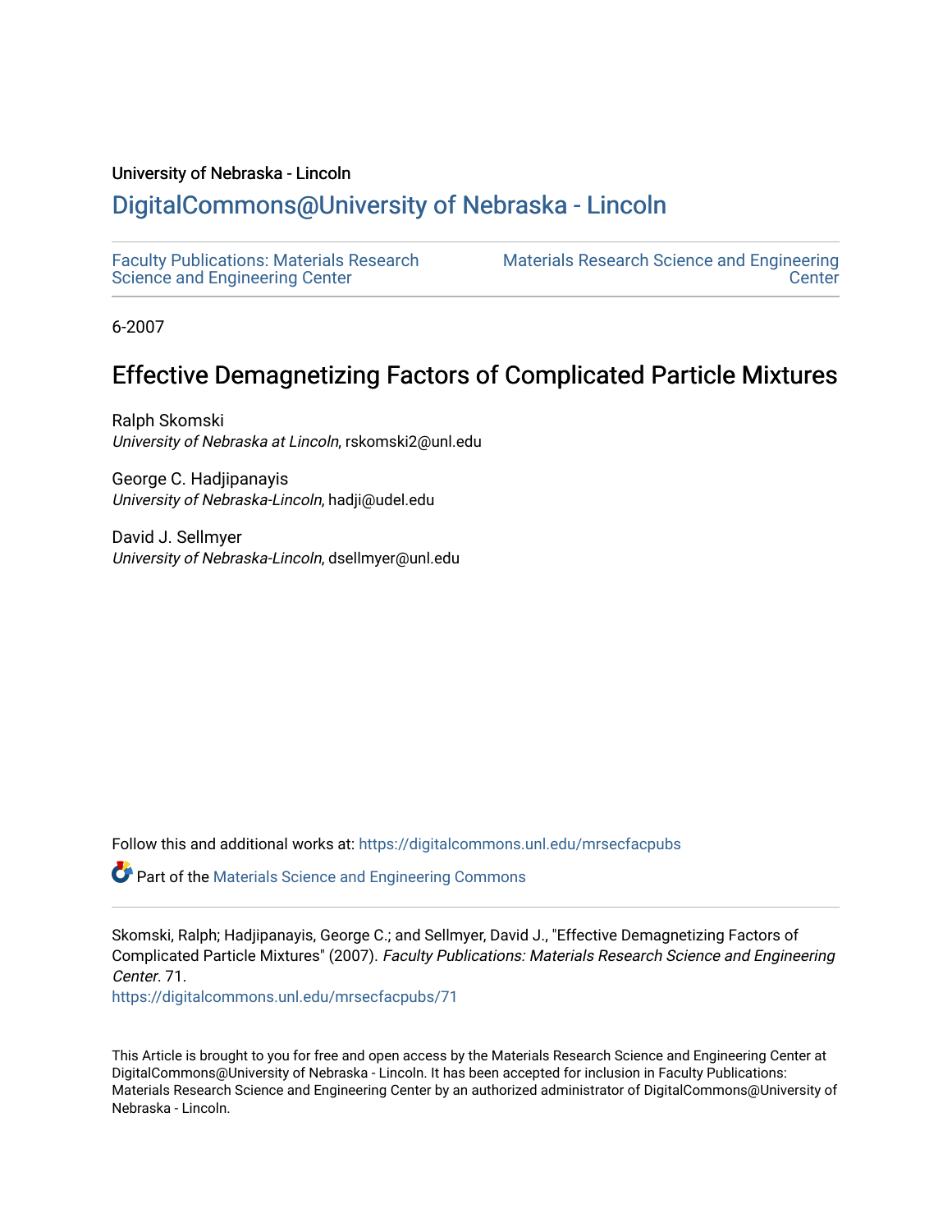University of Nebraska - Lincoln

## DigitalCommons@University of Nebraska - Lincoln

Faculty Publications: Materials Research Science and Engineering Center

Materials Research Science and Engineering Center

6-2007

# Effective Demagnetizing Factors of Complicated Particle Mixtures

Ralph Skomski
*University of Nebraska at Lincoln*, rskomski2@unl.edu

George C. Hadjipanayis
*University of Nebraska-Lincoln*, hadji@udel.edu

David J. Sellmyer
*University of Nebraska-Lincoln*, dsellmyer@unl.edu

Follow this and additional works at: https://digitalcommons.unl.edu/mrsecfacpubs

Part of the Materials Science and Engineering Commons

Skomski, Ralph; Hadjipanayis, George C.; and Sellmyer, David J., "Effective Demagnetizing Factors of Complicated Particle Mixtures" (2007). *Faculty Publications: Materials Research Science and Engineering Center*. 71.
https://digitalcommons.unl.edu/mrsecfacpubs/71

This Article is brought to you for free and open access by the Materials Research Science and Engineering Center at DigitalCommons@University of Nebraska - Lincoln. It has been accepted for inclusion in Faculty Publications: Materials Research Science and Engineering Center by an authorized administrator of DigitalCommons@University of Nebraska - Lincoln.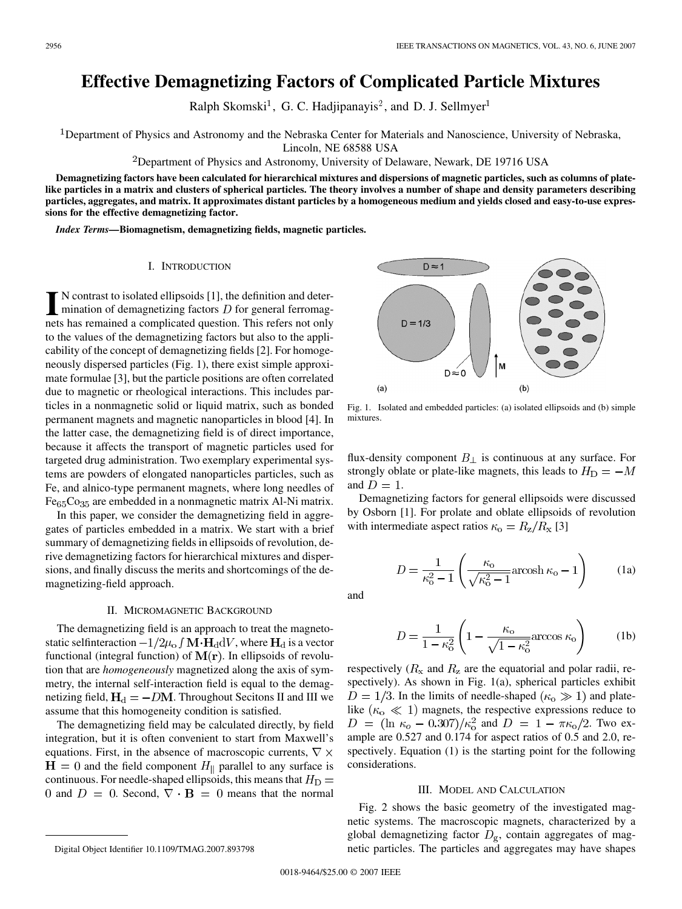# Effective Demagnetizing Factors of Complicated Particle Mixtures

Ralph Skomski[1], G. C. Hadjipanayis[2], and D. J. Sellmyer[1]

[1]Department of Physics and Astronomy and the Nebraska Center for Materials and Nanoscience, University of Nebraska, Lincoln, NE 68588 USA

[2]Department of Physics and Astronomy, University of Delaware, Newark, DE 19716 USA

**Demagnetizing factors have been calculated for hierarchical mixtures and dispersions of magnetic particles, such as columns of plate-like particles in a matrix and clusters of spherical particles. The theory involves a number of shape and density parameters describing particles, aggregates, and matrix. It approximates distant particles by a homogeneous medium and yields closed and easy-to-use expressions for the effective demagnetizing factor.**

***Index Terms*—Biomagnetism, demagnetizing fields, magnetic particles.**

## I. Introduction

In contrast to isolated ellipsoids [1], the definition and determination of demagnetizing factors $D$ for general ferromagnets has remained a complicated question. This refers not only to the values of the demagnetizing factors but also to the applicability of the concept of demagnetizing fields [2]. For homogeneously dispersed particles (Fig. 1), there exist simple approximate formulae [3], but the particle positions are often correlated due to magnetic or rheological interactions. This includes particles in a nonmagnetic solid or liquid matrix, such as bonded permanent magnets and magnetic nanoparticles in blood [4]. In the latter case, the demagnetizing field is of direct importance, because it affects the transport of magnetic particles used for targeted drug administration. Two exemplary experimental systems are powders of elongated nanoparticles particles, such as Fe, and alnico-type permanent magnets, where long needles of $Fe_{65}Co_{35}$ are embedded in a nonmagnetic matrix Al-Ni matrix.

In this paper, we consider the demagnetizing field in aggregates of particles embedded in a matrix. We start with a brief summary of demagnetizing fields in ellipsoids of revolution, derive demagnetizing factors for hierarchical mixtures and dispersions, and finally discuss the merits and shortcomings of the demagnetizing-field approach.

## II. Micromagnetic Background

The demagnetizing field is an approach to treat the magnetostatic selfinteraction $-1/2\mu_o \int \mathbf{M}\cdot\mathbf{H}_d \mathrm{d}V$, where $\mathbf{H}_d$ is a vector functional (integral function) of $\mathbf{M}(\mathbf{r})$. In ellipsoids of revolution that are *homogeneously* magnetized along the axis of symmetry, the internal self-interaction field is equal to the demagnetizing field, $\mathbf{H}_d = -D\mathbf{M}$. Throughout Secitons II and III we assume that this homogeneity condition is satisfied.

The demagnetizing field may be calculated directly, by field integration, but it is often convenient to start from Maxwell's equations. First, in the absence of macroscopic currents, $\nabla \times \mathbf{H} = 0$ and the field component $H_{\|}$ parallel to any surface is continuous. For needle-shaped ellipsoids, this means that $H_D = 0$ and $D = 0$. Second, $\nabla \cdot \mathbf{B} = 0$ means that the normal flux-density component $B_{\perp}$ is continuous at any surface. For strongly oblate or plate-like magnets, this leads to $H_D = -M$ and $D = 1$.

Fig. 1. Isolated and embedded particles: (a) isolated ellipsoids and (b) simple mixtures.

Demagnetizing factors for general ellipsoids were discussed by Osborn [1]. For prolate and oblate ellipsoids of revolution with intermediate aspect ratios $\kappa_o = R_z/R_x$ [3]

$$D = \frac{1}{\kappa_o^2 - 1}\left(\frac{\kappa_o}{\sqrt{\kappa_o^2 - 1}}\operatorname{arcosh}\kappa_o - 1\right) \tag{1a}$$

and

$$D = \frac{1}{1 - \kappa_o^2}\left(1 - \frac{\kappa_o}{\sqrt{1 - \kappa_o^2}}\arccos\kappa_o\right) \tag{1b}$$

respectively ($R_x$ and $R_z$ are the equatorial and polar radii, respectively). As shown in Fig. 1(a), spherical particles exhibit $D = 1/3$. In the limits of needle-shaped ($\kappa_o \gg 1$) and plate-like ($\kappa_o \ll 1$) magnets, the respective expressions reduce to $D = (\ln \kappa_o - 0.307)/\kappa_o^2$ and $D = 1 - \pi\kappa_o/2$. Two example are 0.527 and 0.174 for aspect ratios of 0.5 and 2.0, respectively. Equation (1) is the starting point for the following considerations.

## III. Model and Calculation

Fig. 2 shows the basic geometry of the investigated magnetic systems. The macroscopic magnets, characterized by a global demagnetizing factor $D_g$, contain aggregates of magnetic particles. The particles and aggregates may have shapes

Digital Object Identifier 10.1109/TMAG.2007.893798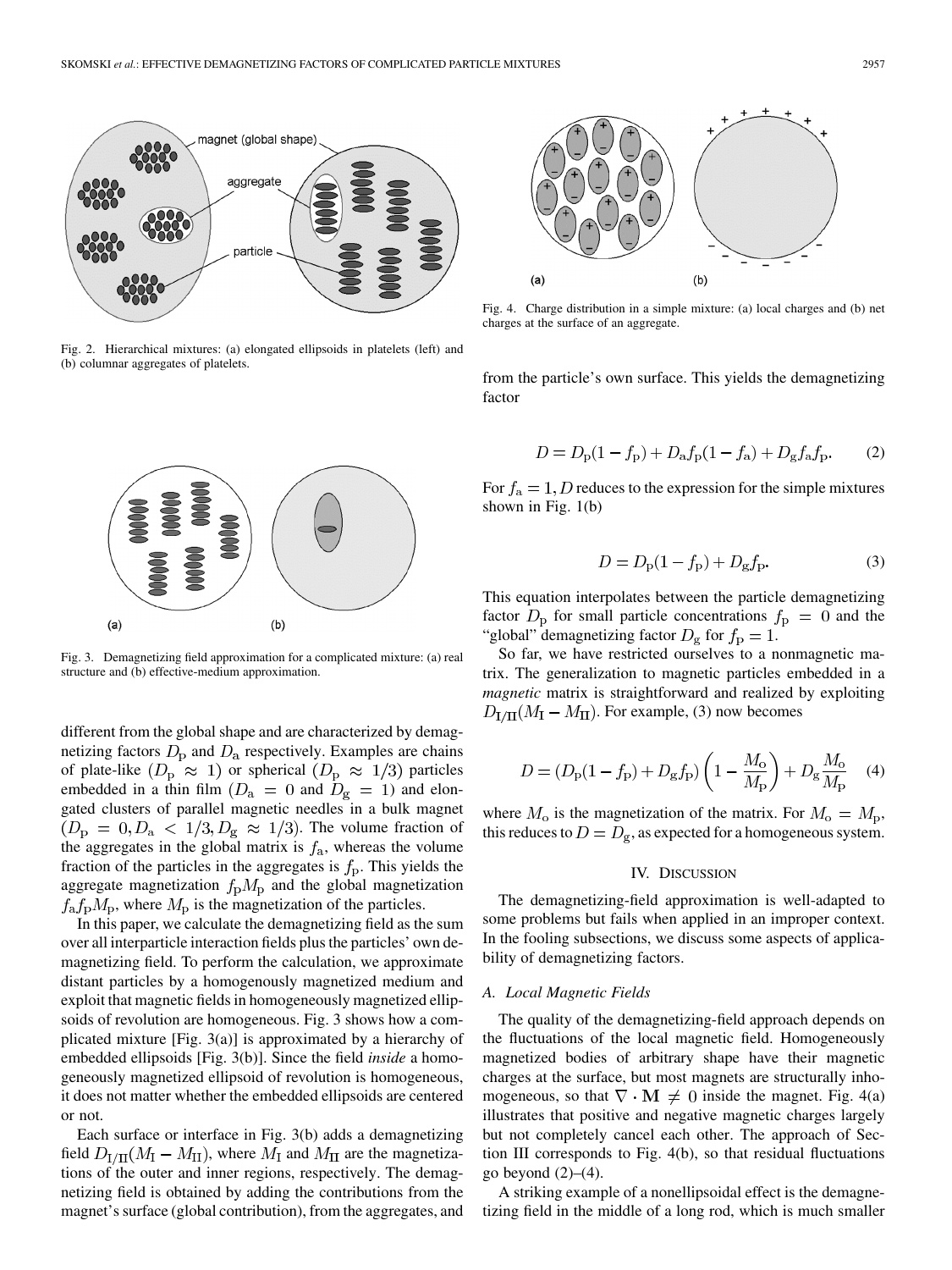Fig. 2. Hierarchical mixtures: (a) elongated ellipsoids in platelets (left) and (b) columnar aggregates of platelets.

Fig. 3. Demagnetizing field approximation for a complicated mixture: (a) real structure and (b) effective-medium approximation.

different from the global shape and are characterized by demagnetizing factors $D_\mathrm{p}$ and $D_\mathrm{a}$ respectively. Examples are chains of plate-like ($D_\mathrm{p} \approx 1$) or spherical ($D_\mathrm{p} \approx 1/3$) particles embedded in a thin film ($D_\mathrm{a} = 0$ and $D_\mathrm{g} = 1$) and elongated clusters of parallel magnetic needles in a bulk magnet ($D_\mathrm{p} = 0, D_\mathrm{a} < 1/3, D_\mathrm{g} \approx 1/3$). The volume fraction of the aggregates in the global matrix is $f_\mathrm{a}$, whereas the volume fraction of the particles in the aggregates is $f_\mathrm{p}$. This yields the aggregate magnetization $f_\mathrm{p} M_\mathrm{p}$ and the global magnetization $f_\mathrm{a} f_\mathrm{p} M_\mathrm{p}$, where $M_\mathrm{p}$ is the magnetization of the particles.

In this paper, we calculate the demagnetizing field as the sum over all interparticle interaction fields plus the particles' own demagnetizing field. To perform the calculation, we approximate distant particles by a homogenously magnetized medium and exploit that magnetic fields in homogeneously magnetized ellipsoids of revolution are homogeneous. Fig. 3 shows how a complicated mixture [Fig. 3(a)] is approximated by a hierarchy of embedded ellipsoids [Fig. 3(b)]. Since the field *inside* a homogeneously magnetized ellipsoid of revolution is homogeneous, it does not matter whether the embedded ellipsoids are centered or not.

Each surface or interface in Fig. 3(b) adds a demagnetizing field $D_\mathrm{I/II}(M_\mathrm{I} - M_\mathrm{II})$, where $M_\mathrm{I}$ and $M_\mathrm{II}$ are the magnetizations of the outer and inner regions, respectively. The demagnetizing field is obtained by adding the contributions from the magnet's surface (global contribution), from the aggregates, and from the particle's own surface. This yields the demagnetizing factor

$$D = D_\mathrm{p}(1 - f_\mathrm{p}) + D_\mathrm{a} f_\mathrm{p}(1 - f_\mathrm{a}) + D_\mathrm{g} f_\mathrm{a} f_\mathrm{p}. \tag{2}$$

For $f_\mathrm{a} = 1, D$ reduces to the expression for the simple mixtures shown in Fig. 1(b)

$$D = D_\mathrm{p}(1 - f_\mathrm{p}) + D_\mathrm{g} f_\mathrm{p}. \tag{3}$$

This equation interpolates between the particle demagnetizing factor $D_\mathrm{p}$ for small particle concentrations $f_\mathrm{p} = 0$ and the "global" demagnetizing factor $D_\mathrm{g}$ for $f_\mathrm{p} = 1$.

So far, we have restricted ourselves to a nonmagnetic matrix. The generalization to magnetic particles embedded in a *magnetic* matrix is straightforward and realized by exploiting $D_\mathrm{I/II}(M_\mathrm{I} - M_\mathrm{II})$. For example, (3) now becomes

$$D = (D_\mathrm{p}(1 - f_\mathrm{p}) + D_\mathrm{g} f_\mathrm{p})\left(1 - \frac{M_\mathrm{o}}{M_\mathrm{p}}\right) + D_\mathrm{g}\frac{M_\mathrm{o}}{M_\mathrm{p}} \tag{4}$$

where $M_\mathrm{o}$ is the magnetization of the matrix. For $M_\mathrm{o} = M_\mathrm{p}$, this reduces to $D = D_\mathrm{g}$, as expected for a homogeneous system.

## IV. Discussion

The demagnetizing-field approximation is well-adapted to some problems but fails when applied in an improper context. In the fooling subsections, we discuss some aspects of applicability of demagnetizing factors.

### A. Local Magnetic Fields

The quality of the demagnetizing-field approach depends on the fluctuations of the local magnetic field. Homogeneously magnetized bodies of arbitrary shape have their magnetic charges at the surface, but most magnets are structurally inhomogeneous, so that $\nabla \cdot \mathbf{M} \neq 0$ inside the magnet. Fig. 4(a) illustrates that positive and negative magnetic charges largely but not completely cancel each other. The approach of Section III corresponds to Fig. 4(b), so that residual fluctuations go beyond (2)–(4).

A striking example of a nonellipsoidal effect is the demagnetizing field in the middle of a long rod, which is much smaller

Fig. 4. Charge distribution in a simple mixture: (a) local charges and (b) net charges at the surface of an aggregate.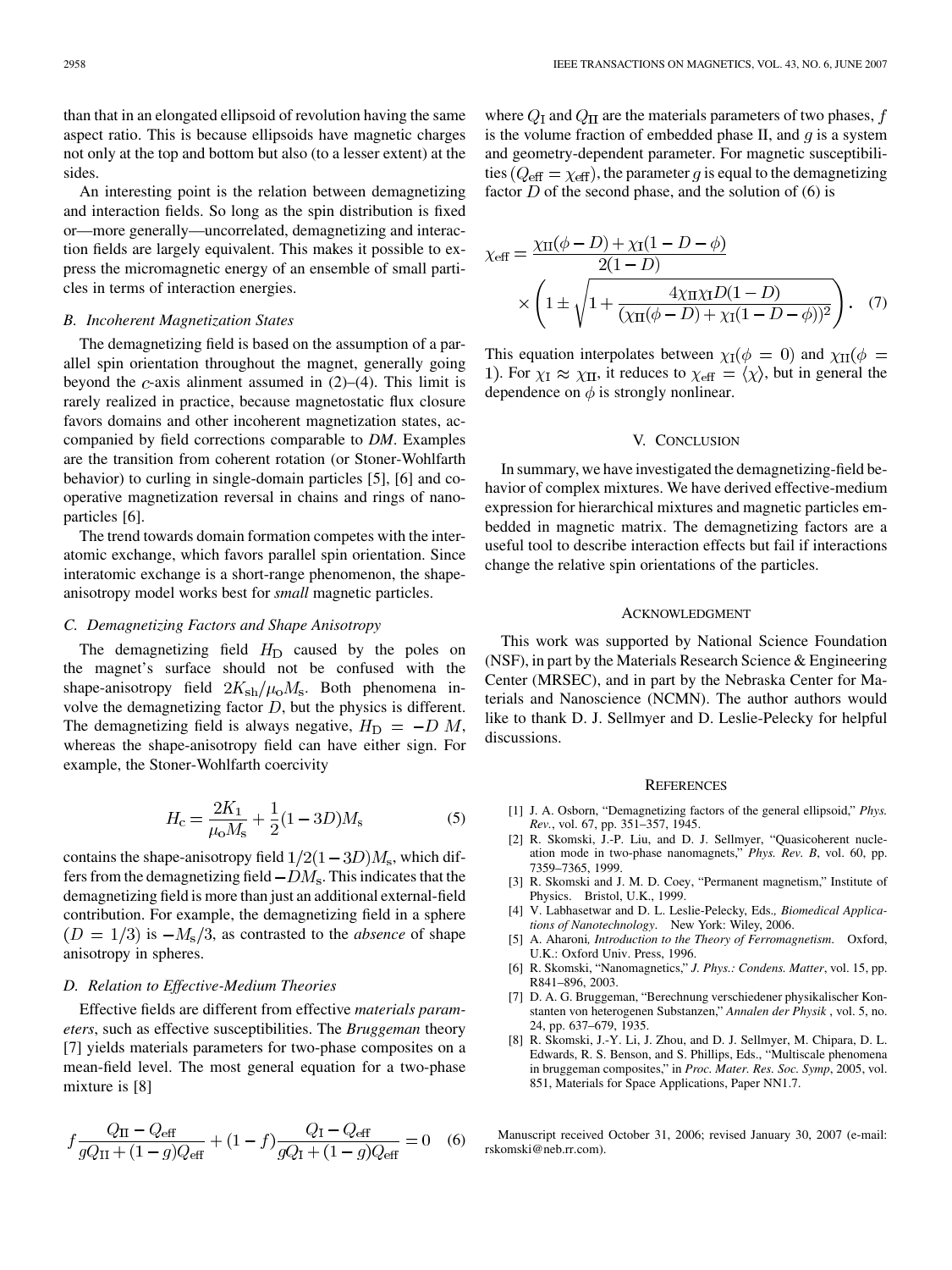than that in an elongated ellipsoid of revolution having the same aspect ratio. This is because ellipsoids have magnetic charges not only at the top and bottom but also (to a lesser extent) at the sides.

An interesting point is the relation between demagnetizing and interaction fields. So long as the spin distribution is fixed or—more generally—uncorrelated, demagnetizing and interaction fields are largely equivalent. This makes it possible to express the micromagnetic energy of an ensemble of small particles in terms of interaction energies.

### *B. Incoherent Magnetization States*

The demagnetizing field is based on the assumption of a parallel spin orientation throughout the magnet, generally going beyond the $c$-axis alinment assumed in (2)–(4). This limit is rarely realized in practice, because magnetostatic flux closure favors domains and other incoherent magnetization states, accompanied by field corrections comparable to *DM*. Examples are the transition from coherent rotation (or Stoner-Wohlfarth behavior) to curling in single-domain particles [5], [6] and cooperative magnetization reversal in chains and rings of nanoparticles [6].

The trend towards domain formation competes with the interatomic exchange, which favors parallel spin orientation. Since interatomic exchange is a short-range phenomenon, the shape-anisotropy model works best for *small* magnetic particles.

### *C. Demagnetizing Factors and Shape Anisotropy*

The demagnetizing field $H_{\rm D}$ caused by the poles on the magnet's surface should not be confused with the shape-anisotropy field $2K_{\rm sh}/\mu_{\rm o}M_{\rm s}$. Both phenomena involve the demagnetizing factor $D$, but the physics is different. The demagnetizing field is always negative, $H_{\rm D} = -D\,M$, whereas the shape-anisotropy field can have either sign. For example, the Stoner-Wohlfarth coercivity

$$H_{\rm c} = \frac{2K_1}{\mu_{\rm o}M_{\rm s}} + \frac{1}{2}(1-3D)M_{\rm s} \tag{5}$$

contains the shape-anisotropy field $1/2(1-3D)M_{\rm s}$, which differs from the demagnetizing field $-DM_{\rm s}$. This indicates that the demagnetizing field is more than just an additional external-field contribution. For example, the demagnetizing field in a sphere $(D = 1/3)$ is $-M_{\rm s}/3$, as contrasted to the *absence* of shape anisotropy in spheres.

### *D. Relation to Effective-Medium Theories*

Effective fields are different from effective *materials parameters*, such as effective susceptibilities. The *Bruggeman* theory [7] yields materials parameters for two-phase composites on a mean-field level. The most general equation for a two-phase mixture is [8]

$$f\frac{Q_{\rm II}-Q_{\rm eff}}{gQ_{\rm II}+(1-g)Q_{\rm eff}} + (1-f)\frac{Q_{\rm I}-Q_{\rm eff}}{gQ_{\rm I}+(1-g)Q_{\rm eff}} = 0 \tag{6}$$

where $Q_{\rm I}$ and $Q_{\rm II}$ are the materials parameters of two phases, $f$ is the volume fraction of embedded phase II, and $g$ is a system and geometry-dependent parameter. For magnetic susceptibilities $(Q_{\rm eff} = \chi_{\rm eff})$, the parameter $g$ is equal to the demagnetizing factor $D$ of the second phase, and the solution of (6) is

$$\chi_{\rm eff} = \frac{\chi_{\rm II}(\phi - D) + \chi_{\rm I}(1-D-\phi)}{2(1-D)} \times \left(1 \pm \sqrt{1 + \frac{4\chi_{\rm II}\chi_{\rm I}D(1-D)}{(\chi_{\rm II}(\phi-D)+\chi_{\rm I}(1-D-\phi))^2}}\right). \tag{7}$$

This equation interpolates between $\chi_{\rm I}(\phi = 0)$ and $\chi_{\rm II}(\phi = 1)$. For $\chi_{\rm I} \approx \chi_{\rm II}$, it reduces to $\chi_{\rm eff} = \langle\chi\rangle$, but in general the dependence on $\phi$ is strongly nonlinear.

## V. Conclusion

In summary, we have investigated the demagnetizing-field behavior of complex mixtures. We have derived effective-medium expression for hierarchical mixtures and magnetic particles embedded in magnetic matrix. The demagnetizing factors are a useful tool to describe interaction effects but fail if interactions change the relative spin orientations of the particles.

## Acknowledgment

This work was supported by National Science Foundation (NSF), in part by the Materials Research Science & Engineering Center (MRSEC), and in part by the Nebraska Center for Materials and Nanoscience (NCMN). The author authors would like to thank D. J. Sellmyer and D. Leslie-Pelecky for helpful discussions.

## References

[1] J. A. Osborn, "Demagnetizing factors of the general ellipsoid," *Phys. Rev.*, vol. 67, pp. 351–357, 1945.

[2] R. Skomski, J.-P. Liu, and D. J. Sellmyer, "Quasicoherent nucleation mode in two-phase nanomagnets," *Phys. Rev. B*, vol. 60, pp. 7359–7365, 1999.

[3] R. Skomski and J. M. D. Coey, "Permanent magnetism," Institute of Physics. Bristol, U.K., 1999.

[4] V. Labhasetwar and D. L. Leslie-Pelecky, Eds., *Biomedical Applications of Nanotechnology*. New York: Wiley, 2006.

[5] A. Aharoni, *Introduction to the Theory of Ferromagnetism*. Oxford, U.K.: Oxford Univ. Press, 1996.

[6] R. Skomski, "Nanomagnetics," *J. Phys.: Condens. Matter*, vol. 15, pp. R841–896, 2003.

[7] D. A. G. Bruggeman, "Berechnung verschiedener physikalischer Konstanten von heterogenen Substanzen," *Annalen der Physik* , vol. 5, no. 24, pp. 637–679, 1935.

[8] R. Skomski, J.-Y. Li, J. Zhou, and D. J. Sellmyer, M. Chipara, D. L. Edwards, R. S. Benson, and S. Phillips, Eds., "Multiscale phenomena in bruggeman composites," in *Proc. Mater. Res. Soc. Symp*, 2005, vol. 851, Materials for Space Applications, Paper NN1.7.

Manuscript received October 31, 2006; revised January 30, 2007 (e-mail: rskomski@neb.rr.com).